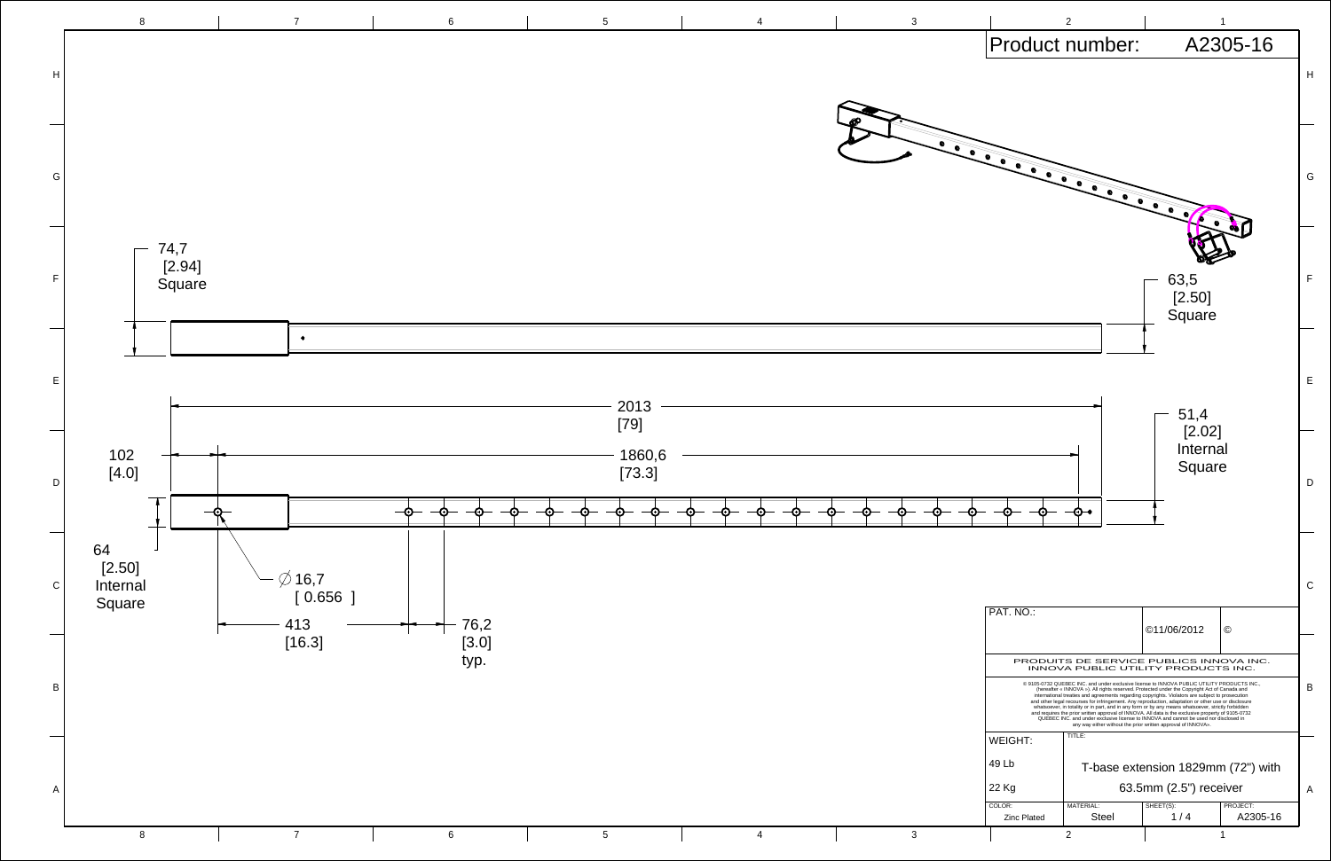# Product number: A2305-16

74,7
[2.94]
Square

63,5
[2.50]
Square

2013
[79]

1860,6
[73.3]

51,4
[2.02]
Internal
Square

102
[4.0]

64
[2.50]
Internal
Square

∅ 16,7
[ 0.656 ]

413
[16.3]

76,2
[3.0]
typ.

| PAT. NO.: | | ©11/06/2012 | © |
|---|---|---|---|
| PRODUITS DE SERVICE PUBLICS INNOVA INC. INNOVA PUBLIC UTILITY PRODUCTS INC. | | | |

© 9105-0732 QUEBEC INC. and under exclusive license to INNOVA PUBLIC UTILITY PRODUCTS INC., (hereafter « INNOVA »). All rights reserved. Protected under the Copyright Act of Canada and international treaties and agreements regarding copyrights. Violators are subject to prosecution and other legal recourses for infringement. Any reproduction, adaptation or other use or disclosure whatsoever, in totality or in part, and in any form or by any means whatsoever, strictly forbidden and requires the prior written approval of INNOVA. All data is the exclusive property of 9105-0732 QUEBEC INC. and under exclusive license to INNOVA and cannot be used nor disclosed in any way either without the prior written approval of INNOVA».

| WEIGHT: | TITLE: | | |
|---|---|---|---|
| 49 Lb | T-base extension 1829mm (72") with | | |
| 22 Kg | 63.5mm (2.5") receiver | | |
| COLOR: Zinc Plated | MATERIAL: Steel | SHEET(S): 1 / 4 | PROJECT: A2305-16 |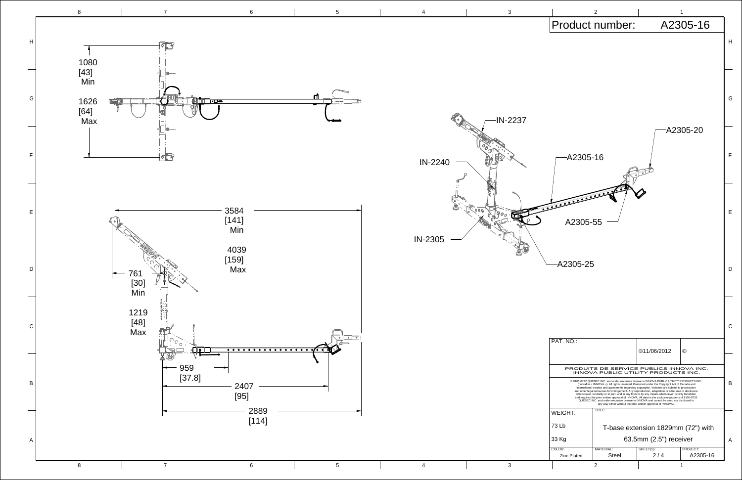# Product number: A2305-16

1080
[43]
Min

1626
[64]
Max

3584
[141]
Min

4039
[159]
Max

761
[30]
Min

1219
[48]
Max

959
[37.8]

2407
[95]

2889
[114]

IN-2237

IN-2240

IN-2305

A2305-16

A2305-20

A2305-55

A2305-25

| PAT. NO.: | | ©11/06/2012 | © |
|---|---|---|---|
| PRODUITS DE SERVICE PUBLICS INNOVA INC. INNOVA PUBLIC UTILITY PRODUCTS INC. | | | |

© 9105-0732 QUEBEC INC. and under exclusive license to INNOVA PUBLIC UTILITY PRODUCTS INC., (hereafter « INNOVA »). All rights reserved. Protected under the Copyright Act of Canada and international treaties and agreements regarding copyrights. Violators are subject to prosecution and other legal recourses for infringement. Any reproduction, adaptation or other use or disclosure whatsoever, in totality or in part, and in any form or by any means whatsoever, strictly forbidden and requires the prior written approval of INNOVA. All data is the exclusive property of 9105-0732 QUEBEC INC. and under exclusive license to INNOVA and cannot be used nor disclosed in any way either without the prior written approval of INNOVA.

| WEIGHT: | TITLE: | | |
|---|---|---|---|
| 73 Lb | T-base extension 1829mm (72") with 63.5mm (2.5") receiver | | |
| 33 Kg | | | |
| COLOR: Zinc Plated | MATERIAL: Steel | SHEET(S): 2 / 4 | PROJECT: A2305-16 |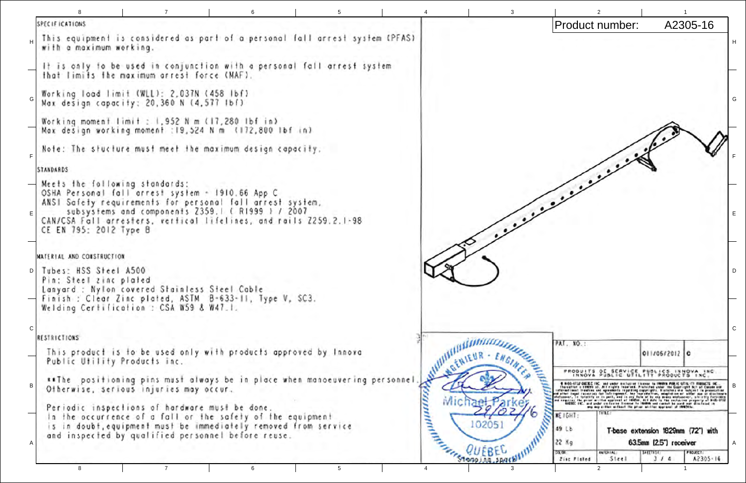Product number: A2305-16

## SPECIFICATIONS

This equipment is considered as part of a personal fall arrest system (PFAS) with a maximum working.

It is only to be used in conjunction with a personal fall arrest system that limits the maximum arrest force (MAF).

Working load limit (WLL): 2,037N (458 lbf)
Max design capacity: 20,360 N (4,577 lbf)

Working moment limit : 1,952 N m (17,280 lbf in)
Max design working moment :19,524 N m (172,800 lbf in)

Note: The stucture must meet the maximum design capacity.

## STANDARDS

Meets the following standards:
OSHA Personal fall arrest system - 1910.66 App C
ANSI Safety requirements for personal fall arrest system, subsystems and components Z359.1 ( R1999 ) / 2007
CAN/CSA Fall arresters, vertical lifelines, and rails Z259.2.1-98
CE EN 795: 2012 Type B

## MATERIAL AND CONSTRUCTION

Tubes: HSS Steel A500
Pin: Steel zinc plated
Lanyard : Nylon covered Stainless Steel Cable
Finish : Clear Zinc plated, ASTM B-633-11, Type V, SC3.
Welding Certification : CSA W59 & W47.1.

## RESTRICTIONS

This product is to be used only with products approved by Innova Public Utility Products inc.

**The positioning pins must always be in place when manoeuvering personnel. Otherwise, serious injuries may occur.

Periodic inspections of hardware must be done.
In the occurrence of a fall or the safety of the equipment is in doubt, equipment must be immediately removed from service and inspected by qualified personnel before reuse.

INGÉNIEUR - ENGINEER
Michael Parker
29/02/16
102051
QUÉBEC

| PAT. NO.: | | 01/06/2012 | C |
|---|---|---|---|
| PRODUITS DE SERVICE PUBLICS INNOVA INC / INNOVA PUBLIC UTILITY PRODUCTS INC. | | | |
| WEIGHT: 49 Lb / 22 Kg | TITLE: T-base extension 1829mm (72") with 63.5mm (2.5") receiver | | |
| COLOR: Zinc Plated | MATERIAL: Steel | SHEET: 3 / 4 | PROJECT: A2305-16 |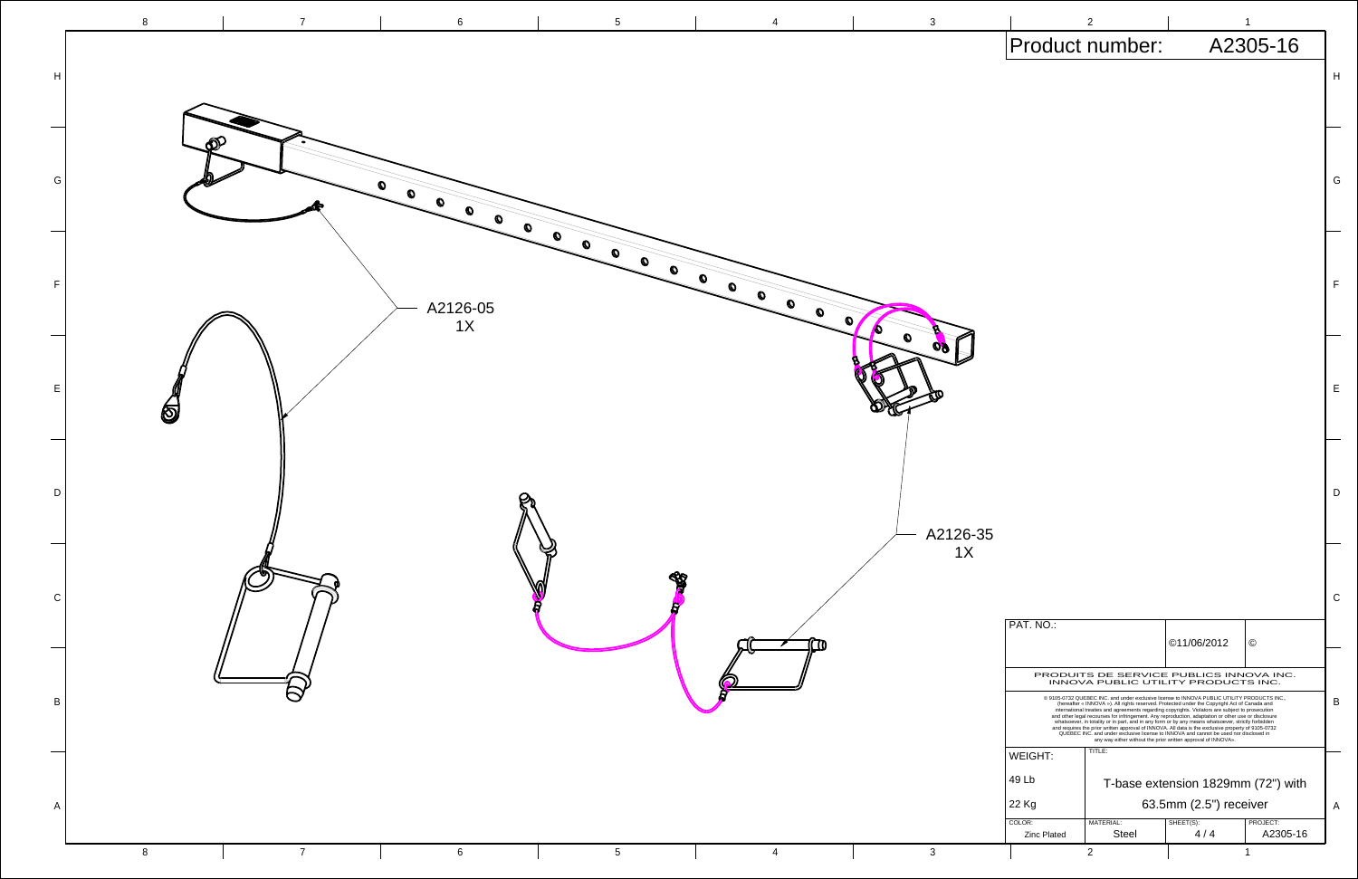Product number: A2305-16

A2126-05
1X

A2126-35
1X

| | | | |
|---|---|---|---|
| PAT. NO.: | | ©11/06/2012 | © |
| PRODUITS DE SERVICE PUBLICS INNOVA INC. INNOVA PUBLIC UTILITY PRODUCTS INC. | | | |
| © 9105-0732 QUEBEC INC. and under exclusive license to INNOVA PUBLIC UTILITY PRODUCTS INC., (hereafter « INNOVA »). All rights reserved. Protected under the Copyright Act of Canada and international treaties and agreements regarding copyrights. Violators are subject to prosecution and other legal recourses for infringement. Any reproduction, adaptation or other use or disclosure whatsoever, in totality or in part, and in any form or by any means whatsoever, strictly forbidden and requires the prior written approval of INNOVA. All data is the exclusive property of 9105-0732 QUEBEC INC. and under exclusive license to INNOVA and cannot be used nor disclosed in any way either without the prior written approval of INNOVA». | | | |
| WEIGHT: | TITLE: | | |
| 49 Lb | T-base extension 1829mm (72") with 63.5mm (2.5") receiver | | |
| 22 Kg | | | |
| COLOR: Zinc Plated | MATERIAL: Steel | SHEET(S): 4 / 4 | PROJECT: A2305-16 |